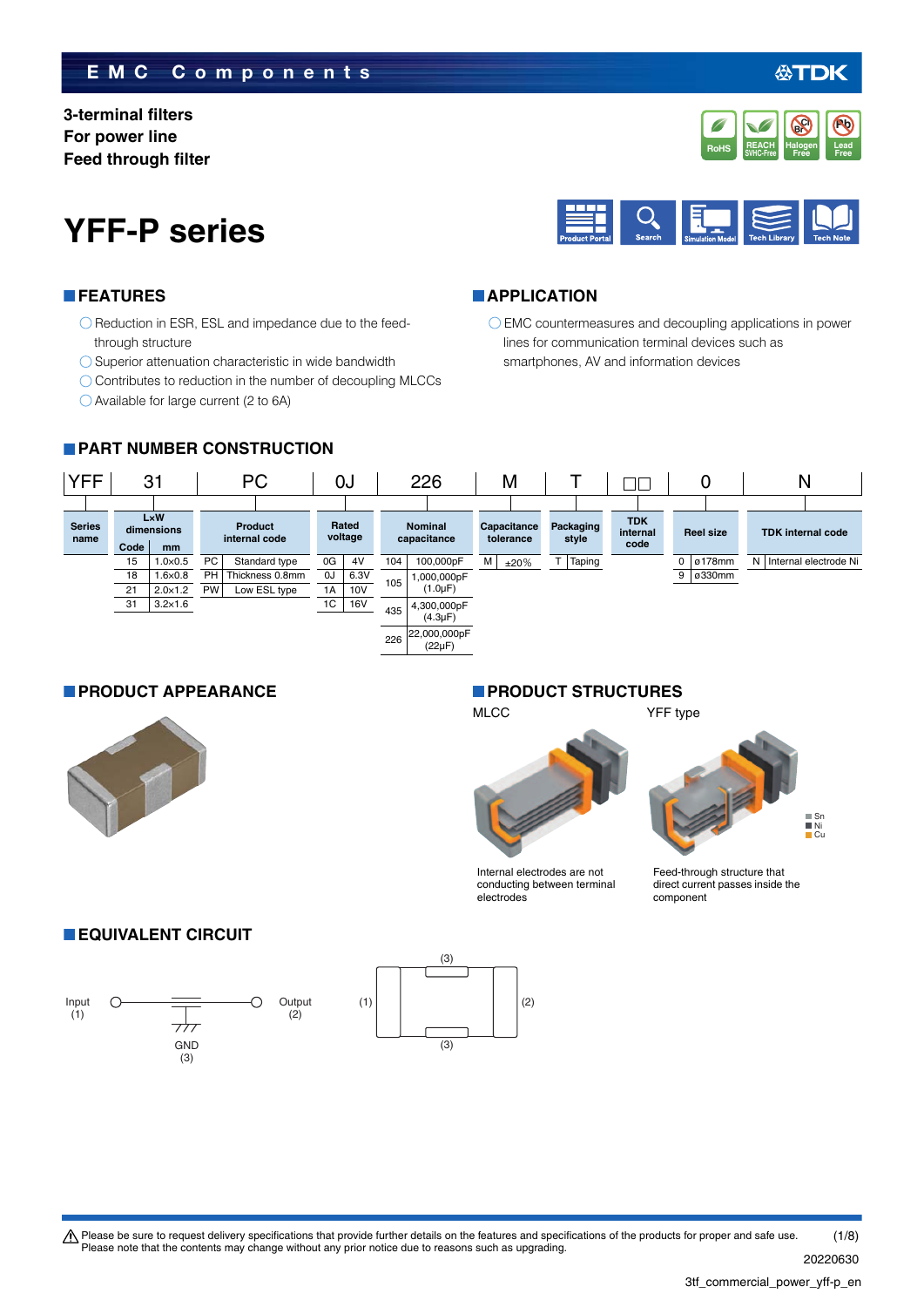3-terminal filters
For power line
Feed through filter

# YFF-P series

## FEATURES

- Reduction in ESR, ESL and impedance due to the feed-through structure
- Superior attenuation characteristic in wide bandwidth
- Contributes to reduction in the number of decoupling MLCCs
- Available for large current (2 to 6A)

## APPLICATION

- EMC countermeasures and decoupling applications in power lines for communication terminal devices such as smartphones, AV and information devices

## PART NUMBER CONSTRUCTION

YFF 31 PC 0J 226 M T □□ 0 N

| Series name | L×W dimensions | | Product internal code | | Rated voltage | | Nominal capacitance | | Capacitance tolerance | | Packaging style | | TDK internal code | Reel size | | TDK internal code | |
|---|---|---|---|---|---|---|---|---|---|---|---|---|---|---|---|---|---|
| | Code | mm | | | | | | | | | | | | | | | |
| YFF | 15 | 1.0×0.5 | PC | Standard type | 0G | 4V | 104 | 100,000pF | M | ±20% | T | Taping | | 0 | ø178mm | N | Internal electrode Ni |
| | 18 | 1.6×0.8 | PH | Thickness 0.8mm | 0J | 6.3V | 105 | 1,000,000pF (1.0μF) | | | | | | 9 | ø330mm | | |
| | 21 | 2.0×1.2 | PW | Low ESL type | 1A | 10V | 435 | 4,300,000pF (4.3μF) | | | | | | | | | |
| | 31 | 3.2×1.6 | | | 1C | 16V | 226 | 22,000,000pF (22μF) | | | | | | | | | |

## PRODUCT APPEARANCE

## PRODUCT STRUCTURES

MLCC — Internal electrodes are not conducting between terminal electrodes

YFF type — Feed-through structure that direct current passes inside the component

Sn
Ni
Cu

## EQUIVALENT CIRCUIT

Input (1) — Output (2) — GND (3)

(1) (2) (3) (3)

⚠ Please be sure to request delivery specifications that provide further details on the features and specifications of the products for proper and safe use.
Please note that the contents may change without any prior notice due to reasons such as upgrading.

20220630

3tf_commercial_power_yff-p_en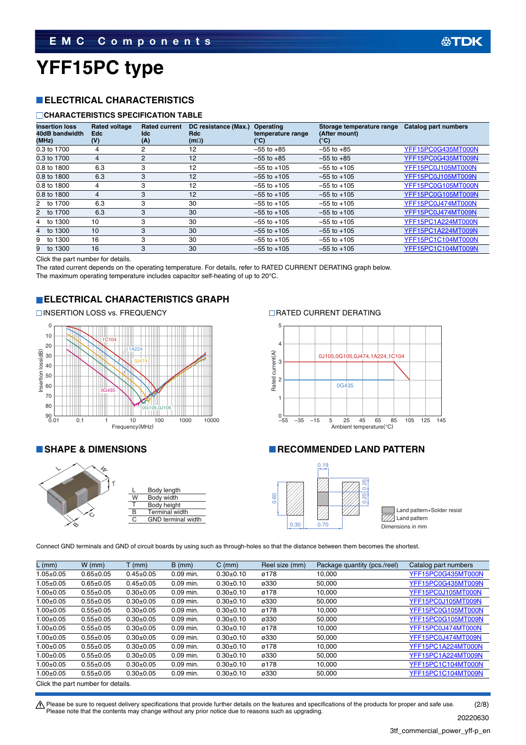# YFF15PC type

## ELECTRICAL CHARACTERISTICS

### CHARACTERISTICS SPECIFICATION TABLE

| Insertion loss 40dB bandwidth (MHz) | Rated voltage Edc (V) | Rated current Idc (A) | DC resistance (Max.) Rdc (mΩ) | Operating temperature range (°C) | Storage temperature range (After mount) (°C) | Catalog part numbers |
|---|---|---|---|---|---|---|
| 0.3 to 1700 | 4 | 2 | 12 | –55 to +85 | –55 to +85 | YFF15PC0G435MT000N |
| 0.3 to 1700 | 4 | 2 | 12 | –55 to +85 | –55 to +85 | YFF15PC0G435MT009N |
| 0.8 to 1800 | 6.3 | 3 | 12 | –55 to +105 | –55 to +105 | YFF15PC0J105MT000N |
| 0.8 to 1800 | 6.3 | 3 | 12 | –55 to +105 | –55 to +105 | YFF15PC0J105MT009N |
| 0.8 to 1800 | 4 | 3 | 12 | –55 to +105 | –55 to +105 | YFF15PC0G105MT000N |
| 0.8 to 1800 | 4 | 3 | 12 | –55 to +105 | –55 to +105 | YFF15PC0G105MT009N |
| 2 to 1700 | 6.3 | 3 | 30 | –55 to +105 | –55 to +105 | YFF15PC0J474MT000N |
| 2 to 1700 | 6.3 | 3 | 30 | –55 to +105 | –55 to +105 | YFF15PC0J474MT009N |
| 4 to 1300 | 10 | 3 | 30 | –55 to +105 | –55 to +105 | YFF15PC1A224MT000N |
| 4 to 1300 | 10 | 3 | 30 | –55 to +105 | –55 to +105 | YFF15PC1A224MT009N |
| 9 to 1300 | 16 | 3 | 30 | –55 to +105 | –55 to +105 | YFF15PC1C104MT000N |
| 9 to 1300 | 16 | 3 | 30 | –55 to +105 | –55 to +105 | YFF15PC1C104MT009N |

Click the part number for details.
The rated current depends on the operating temperature. For details, refer to RATED CURRENT DERATING graph below.
The maximum operating temperature includes capacitor self-heating of up to 20°C.

## ELECTRICAL CHARACTERISTICS GRAPH

### INSERTION LOSS vs. FREQUENCY

### RATED CURRENT DERATING

## SHAPE & DIMENSIONS

| | |
|---|---|
| L | Body length |
| W | Body width |
| T | Body height |
| B | Terminal width |
| C | GND terminal width |

## RECOMMENDED LAND PATTERN

Land pattern+Solder resist
Land pattern
Dimensions in mm

Connect GND terminals and GND of circuit boards by using such as through-holes so that the distance between them becomes the shortest.

| L (mm) | W (mm) | T (mm) | B (mm) | C (mm) | Reel size (mm) | Package quantity (pcs./reel) | Catalog part numbers |
|---|---|---|---|---|---|---|---|
| 1.05±0.05 | 0.65±0.05 | 0.45±0.05 | 0.09 min. | 0.30±0.10 | ø178 | 10,000 | YFF15PC0G435MT000N |
| 1.05±0.05 | 0.65±0.05 | 0.45±0.05 | 0.09 min. | 0.30±0.10 | ø330 | 50,000 | YFF15PC0G435MT009N |
| 1.00±0.05 | 0.55±0.05 | 0.30±0.05 | 0.09 min. | 0.30±0.10 | ø178 | 10,000 | YFF15PC0J105MT000N |
| 1.00±0.05 | 0.55±0.05 | 0.30±0.05 | 0.09 min. | 0.30±0.10 | ø330 | 50,000 | YFF15PC0J105MT009N |
| 1.00±0.05 | 0.55±0.05 | 0.30±0.05 | 0.09 min. | 0.30±0.10 | ø178 | 10,000 | YFF15PC0G105MT000N |
| 1.00±0.05 | 0.55±0.05 | 0.30±0.05 | 0.09 min. | 0.30±0.10 | ø330 | 50,000 | YFF15PC0G105MT009N |
| 1.00±0.05 | 0.55±0.05 | 0.30±0.05 | 0.09 min. | 0.30±0.10 | ø178 | 10,000 | YFF15PC0J474MT000N |
| 1.00±0.05 | 0.55±0.05 | 0.30±0.05 | 0.09 min. | 0.30±0.10 | ø330 | 50,000 | YFF15PC0J474MT009N |
| 1.00±0.05 | 0.55±0.05 | 0.30±0.05 | 0.09 min. | 0.30±0.10 | ø178 | 10,000 | YFF15PC1A224MT000N |
| 1.00±0.05 | 0.55±0.05 | 0.30±0.05 | 0.09 min. | 0.30±0.10 | ø330 | 50,000 | YFF15PC1A224MT009N |
| 1.00±0.05 | 0.55±0.05 | 0.30±0.05 | 0.09 min. | 0.30±0.10 | ø178 | 10,000 | YFF15PC1C104MT000N |
| 1.00±0.05 | 0.55±0.05 | 0.30±0.05 | 0.09 min. | 0.30±0.10 | ø330 | 50,000 | YFF15PC1C104MT009N |

Click the part number for details.

⚠ Please be sure to request delivery specifications that provide further details on the features and specifications of the products for proper and safe use.
Please note that the contents may change without any prior notice due to reasons such as upgrading.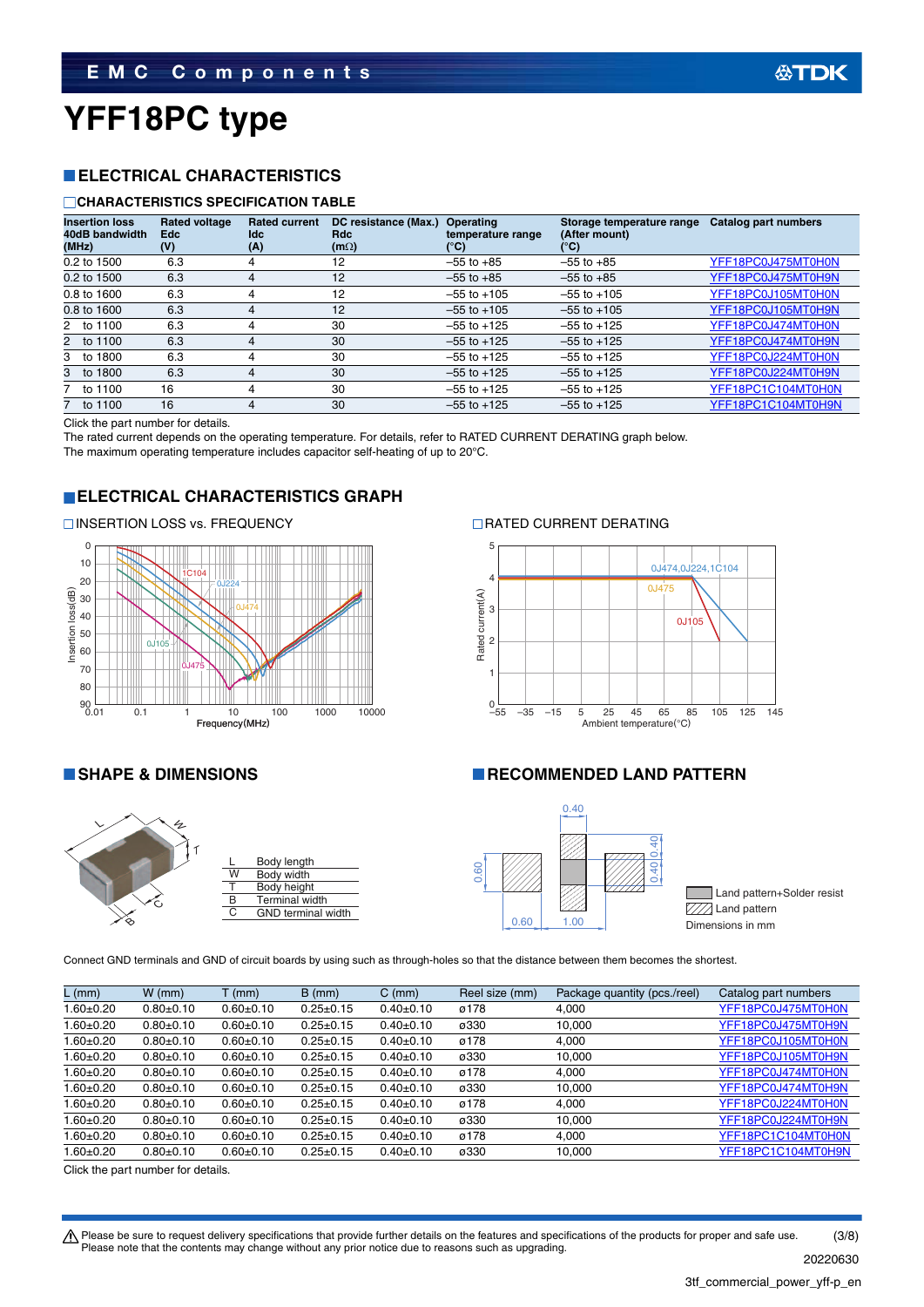EMC Components

# YFF18PC type

## ELECTRICAL CHARACTERISTICS

### CHARACTERISTICS SPECIFICATION TABLE

| Insertion loss 40dB bandwidth (MHz) | Rated voltage Edc (V) | Rated current Idc (A) | DC resistance (Max.) Rdc (mΩ) | Operating temperature range (°C) | Storage temperature range (After mount) (°C) | Catalog part numbers |
|---|---|---|---|---|---|---|
| 0.2 to 1500 | 6.3 | 4 | 12 | –55 to +85 | –55 to +85 | YFF18PC0J475MT0H0N |
| 0.2 to 1500 | 6.3 | 4 | 12 | –55 to +85 | –55 to +85 | YFF18PC0J475MT0H9N |
| 0.8 to 1600 | 6.3 | 4 | 12 | –55 to +105 | –55 to +105 | YFF18PC0J105MT0H0N |
| 0.8 to 1600 | 6.3 | 4 | 12 | –55 to +105 | –55 to +105 | YFF18PC0J105MT0H9N |
| 2 to 1100 | 6.3 | 4 | 30 | –55 to +125 | –55 to +125 | YFF18PC0J474MT0H0N |
| 2 to 1100 | 6.3 | 4 | 30 | –55 to +125 | –55 to +125 | YFF18PC0J474MT0H9N |
| 3 to 1800 | 6.3 | 4 | 30 | –55 to +125 | –55 to +125 | YFF18PC0J224MT0H0N |
| 3 to 1800 | 6.3 | 4 | 30 | –55 to +125 | –55 to +125 | YFF18PC0J224MT0H9N |
| 7 to 1100 | 16 | 4 | 30 | –55 to +125 | –55 to +125 | YFF18PC1C104MT0H0N |
| 7 to 1100 | 16 | 4 | 30 | –55 to +125 | –55 to +125 | YFF18PC1C104MT0H9N |

Click the part number for details.
The rated current depends on the operating temperature. For details, refer to RATED CURRENT DERATING graph below.
The maximum operating temperature includes capacitor self-heating of up to 20°C.

## ELECTRICAL CHARACTERISTICS GRAPH

### INSERTION LOSS vs. FREQUENCY

### RATED CURRENT DERATING

## SHAPE & DIMENSIONS

| | |
|---|---|
| L | Body length |
| W | Body width |
| T | Body height |
| B | Terminal width |
| C | GND terminal width |

## RECOMMENDED LAND PATTERN

Land pattern+Solder resist
Land pattern
Dimensions in mm

Connect GND terminals and GND of circuit boards by using such as through-holes so that the distance between them becomes the shortest.

| L (mm) | W (mm) | T (mm) | B (mm) | C (mm) | Reel size (mm) | Package quantity (pcs./reel) | Catalog part numbers |
|---|---|---|---|---|---|---|---|
| 1.60±0.20 | 0.80±0.10 | 0.60±0.10 | 0.25±0.15 | 0.40±0.10 | ø178 | 4,000 | YFF18PC0J475MT0H0N |
| 1.60±0.20 | 0.80±0.10 | 0.60±0.10 | 0.25±0.15 | 0.40±0.10 | ø330 | 10,000 | YFF18PC0J475MT0H9N |
| 1.60±0.20 | 0.80±0.10 | 0.60±0.10 | 0.25±0.15 | 0.40±0.10 | ø178 | 4,000 | YFF18PC0J105MT0H0N |
| 1.60±0.20 | 0.80±0.10 | 0.60±0.10 | 0.25±0.15 | 0.40±0.10 | ø330 | 10,000 | YFF18PC0J105MT0H9N |
| 1.60±0.20 | 0.80±0.10 | 0.60±0.10 | 0.25±0.15 | 0.40±0.10 | ø178 | 4,000 | YFF18PC0J474MT0H0N |
| 1.60±0.20 | 0.80±0.10 | 0.60±0.10 | 0.25±0.15 | 0.40±0.10 | ø330 | 10,000 | YFF18PC0J474MT0H9N |
| 1.60±0.20 | 0.80±0.10 | 0.60±0.10 | 0.25±0.15 | 0.40±0.10 | ø178 | 4,000 | YFF18PC0J224MT0H0N |
| 1.60±0.20 | 0.80±0.10 | 0.60±0.10 | 0.25±0.15 | 0.40±0.10 | ø330 | 10,000 | YFF18PC0J224MT0H9N |
| 1.60±0.20 | 0.80±0.10 | 0.60±0.10 | 0.25±0.15 | 0.40±0.10 | ø178 | 4,000 | YFF18PC1C104MT0H0N |
| 1.60±0.20 | 0.80±0.10 | 0.60±0.10 | 0.25±0.15 | 0.40±0.10 | ø330 | 10,000 | YFF18PC1C104MT0H9N |

Click the part number for details.

⚠ Please be sure to request delivery specifications that provide further details on the features and specifications of the products for proper and safe use.
Please note that the contents may change without any prior notice due to reasons such as upgrading.

20220630
3tf_commercial_power_yff-p_en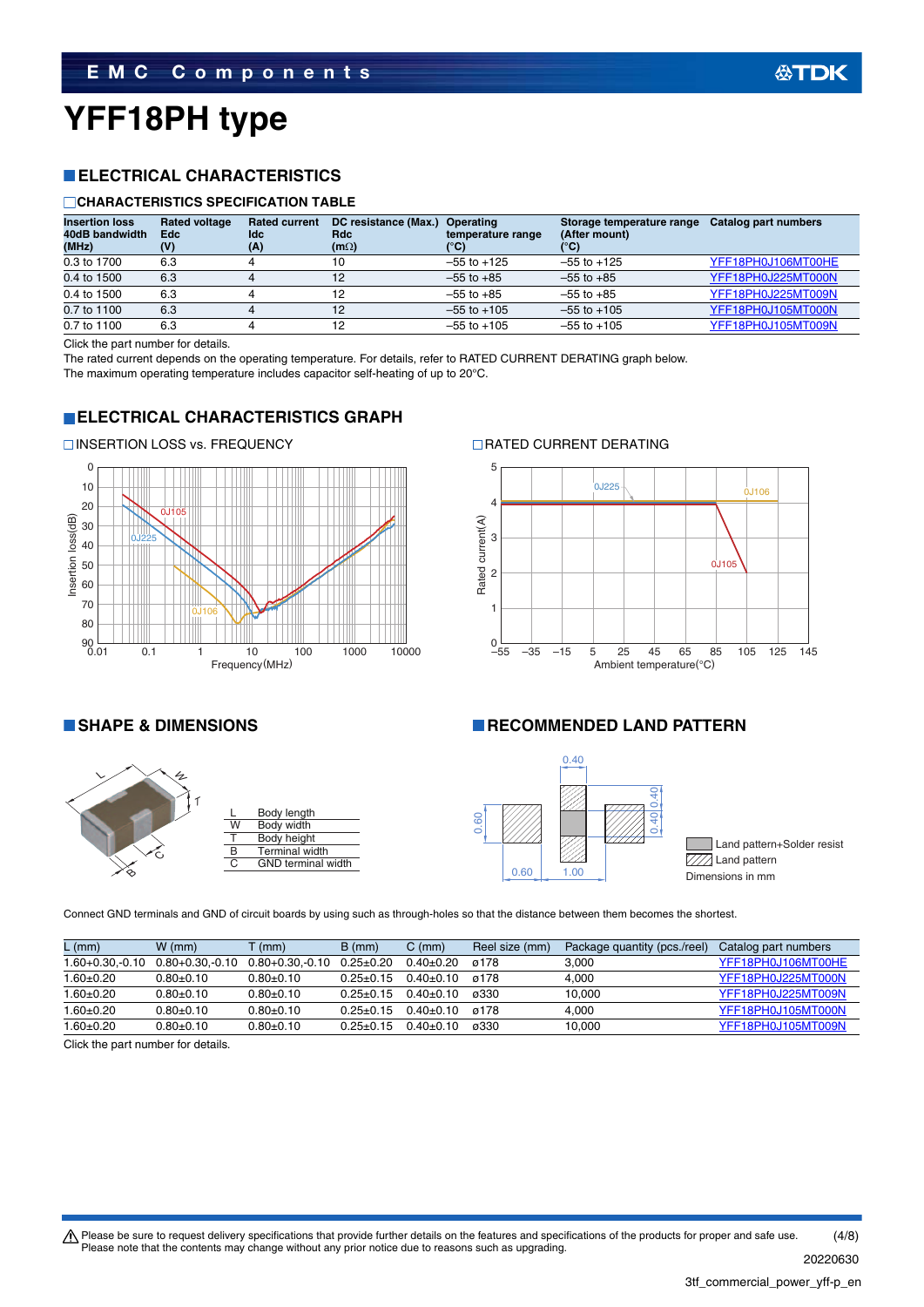# YFF18PH type

## ELECTRICAL CHARACTERISTICS

### CHARACTERISTICS SPECIFICATION TABLE

| Insertion loss 40dB bandwidth (MHz) | Rated voltage Edc (V) | Rated current Idc (A) | DC resistance (Max.) Rdc (mΩ) | Operating temperature range (°C) | Storage temperature range (After mount) (°C) | Catalog part numbers |
|---|---|---|---|---|---|---|
| 0.3 to 1700 | 6.3 | 4 | 10 | –55 to +125 | –55 to +125 | YFF18PH0J106MT00HE |
| 0.4 to 1500 | 6.3 | 4 | 12 | –55 to +85 | –55 to +85 | YFF18PH0J225MT000N |
| 0.4 to 1500 | 6.3 | 4 | 12 | –55 to +85 | –55 to +85 | YFF18PH0J225MT009N |
| 0.7 to 1100 | 6.3 | 4 | 12 | –55 to +105 | –55 to +105 | YFF18PH0J105MT000N |
| 0.7 to 1100 | 6.3 | 4 | 12 | –55 to +105 | –55 to +105 | YFF18PH0J105MT009N |

Click the part number for details.
The rated current depends on the operating temperature. For details, refer to RATED CURRENT DERATING graph below.
The maximum operating temperature includes capacitor self-heating of up to 20°C.

## ELECTRICAL CHARACTERISTICS GRAPH

### INSERTION LOSS vs. FREQUENCY

### RATED CURRENT DERATING

## SHAPE & DIMENSIONS

| | |
|---|---|
| L | Body length |
| W | Body width |
| T | Body height |
| B | Terminal width |
| C | GND terminal width |

## RECOMMENDED LAND PATTERN

Land pattern+Solder resist
Land pattern
Dimensions in mm

Connect GND terminals and GND of circuit boards by using such as through-holes so that the distance between them becomes the shortest.

| L (mm) | W (mm) | T (mm) | B (mm) | C (mm) | Reel size (mm) | Package quantity (pcs./reel) | Catalog part numbers |
|---|---|---|---|---|---|---|---|
| 1.60+0.30,-0.10 | 0.80+0.30,-0.10 | 0.80+0.30,-0.10 | 0.25±0.20 | 0.40±0.20 | ø178 | 3,000 | YFF18PH0J106MT00HE |
| 1.60±0.20 | 0.80±0.10 | 0.80±0.10 | 0.25±0.15 | 0.40±0.10 | ø178 | 4,000 | YFF18PH0J225MT000N |
| 1.60±0.20 | 0.80±0.10 | 0.80±0.10 | 0.25±0.15 | 0.40±0.10 | ø330 | 10,000 | YFF18PH0J225MT009N |
| 1.60±0.20 | 0.80±0.10 | 0.80±0.10 | 0.25±0.15 | 0.40±0.10 | ø178 | 4,000 | YFF18PH0J105MT000N |
| 1.60±0.20 | 0.80±0.10 | 0.80±0.10 | 0.25±0.15 | 0.40±0.10 | ø330 | 10,000 | YFF18PH0J105MT009N |

Click the part number for details.

⚠ Please be sure to request delivery specifications that provide further details on the features and specifications of the products for proper and safe use.
Please note that the contents may change without any prior notice due to reasons such as upgrading.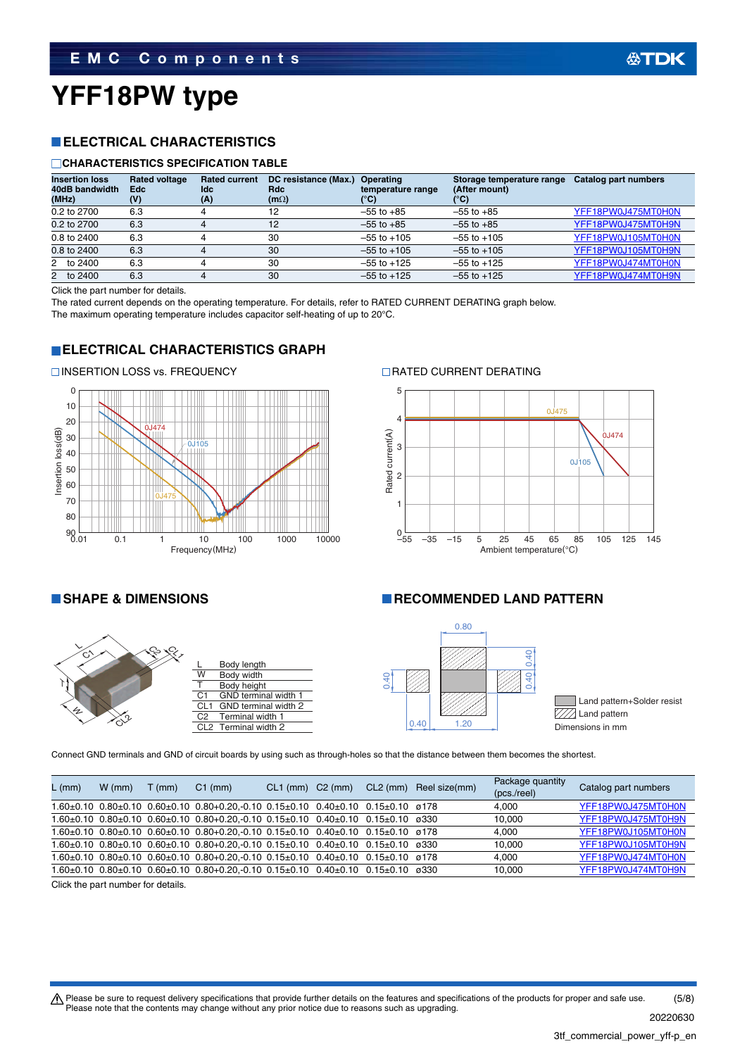# YFF18PW type

## ELECTRICAL CHARACTERISTICS

### CHARACTERISTICS SPECIFICATION TABLE

| Insertion loss 40dB bandwidth (MHz) | Rated voltage Edc (V) | Rated current Idc (A) | DC resistance (Max.) Rdc (mΩ) | Operating temperature range (°C) | Storage temperature range (After mount) (°C) | Catalog part numbers |
|---|---|---|---|---|---|---|
| 0.2 to 2700 | 6.3 | 4 | 12 | –55 to +85 | –55 to +85 | YFF18PW0J475MT0H0N |
| 0.2 to 2700 | 6.3 | 4 | 12 | –55 to +85 | –55 to +85 | YFF18PW0J475MT0H9N |
| 0.8 to 2400 | 6.3 | 4 | 30 | –55 to +105 | –55 to +105 | YFF18PW0J105MT0H0N |
| 0.8 to 2400 | 6.3 | 4 | 30 | –55 to +105 | –55 to +105 | YFF18PW0J105MT0H9N |
| 2 to 2400 | 6.3 | 4 | 30 | –55 to +125 | –55 to +125 | YFF18PW0J474MT0H0N |
| 2 to 2400 | 6.3 | 4 | 30 | –55 to +125 | –55 to +125 | YFF18PW0J474MT0H9N |

Click the part number for details.

The rated current depends on the operating temperature. For details, refer to RATED CURRENT DERATING graph below.

The maximum operating temperature includes capacitor self-heating of up to 20°C.

## ELECTRICAL CHARACTERISTICS GRAPH

INSERTION LOSS vs. FREQUENCY

RATED CURRENT DERATING

## SHAPE & DIMENSIONS

| | |
|---|---|
| L | Body length |
| W | Body width |
| T | Body height |
| C1 | GND terminal width 1 |
| CL1 | GND terminal width 2 |
| C2 | Terminal width 1 |
| CL2 | Terminal width 2 |

## RECOMMENDED LAND PATTERN

Land pattern+Solder resist

Land pattern

Dimensions in mm

Connect GND terminals and GND of circuit boards by using such as through-holes so that the distance between them becomes the shortest.

| L (mm) | W (mm) | T (mm) | C1 (mm) | CL1 (mm) | C2 (mm) | CL2 (mm) | Reel size(mm) | Package quantity (pcs./reel) | Catalog part numbers |
|---|---|---|---|---|---|---|---|---|---|
| 1.60±0.10 | 0.80±0.10 | 0.60±0.10 | 0.80+0.20,-0.10 | 0.15±0.10 | 0.40±0.10 | 0.15±0.10 | ø178 | 4,000 | YFF18PW0J475MT0H0N |
| 1.60±0.10 | 0.80±0.10 | 0.60±0.10 | 0.80+0.20,-0.10 | 0.15±0.10 | 0.40±0.10 | 0.15±0.10 | ø330 | 10,000 | YFF18PW0J475MT0H9N |
| 1.60±0.10 | 0.80±0.10 | 0.60±0.10 | 0.80+0.20,-0.10 | 0.15±0.10 | 0.40±0.10 | 0.15±0.10 | ø178 | 4,000 | YFF18PW0J105MT0H0N |
| 1.60±0.10 | 0.80±0.10 | 0.60±0.10 | 0.80+0.20,-0.10 | 0.15±0.10 | 0.40±0.10 | 0.15±0.10 | ø330 | 10,000 | YFF18PW0J105MT0H9N |
| 1.60±0.10 | 0.80±0.10 | 0.60±0.10 | 0.80+0.20,-0.10 | 0.15±0.10 | 0.40±0.10 | 0.15±0.10 | ø178 | 4,000 | YFF18PW0J474MT0H0N |
| 1.60±0.10 | 0.80±0.10 | 0.60±0.10 | 0.80+0.20,-0.10 | 0.15±0.10 | 0.40±0.10 | 0.15±0.10 | ø330 | 10,000 | YFF18PW0J474MT0H9N |

Click the part number for details.

⚠ Please be sure to request delivery specifications that provide further details on the features and specifications of the products for proper and safe use. Please note that the contents may change without any prior notice due to reasons such as upgrading.

20220630

3tf_commercial_power_yff-p_en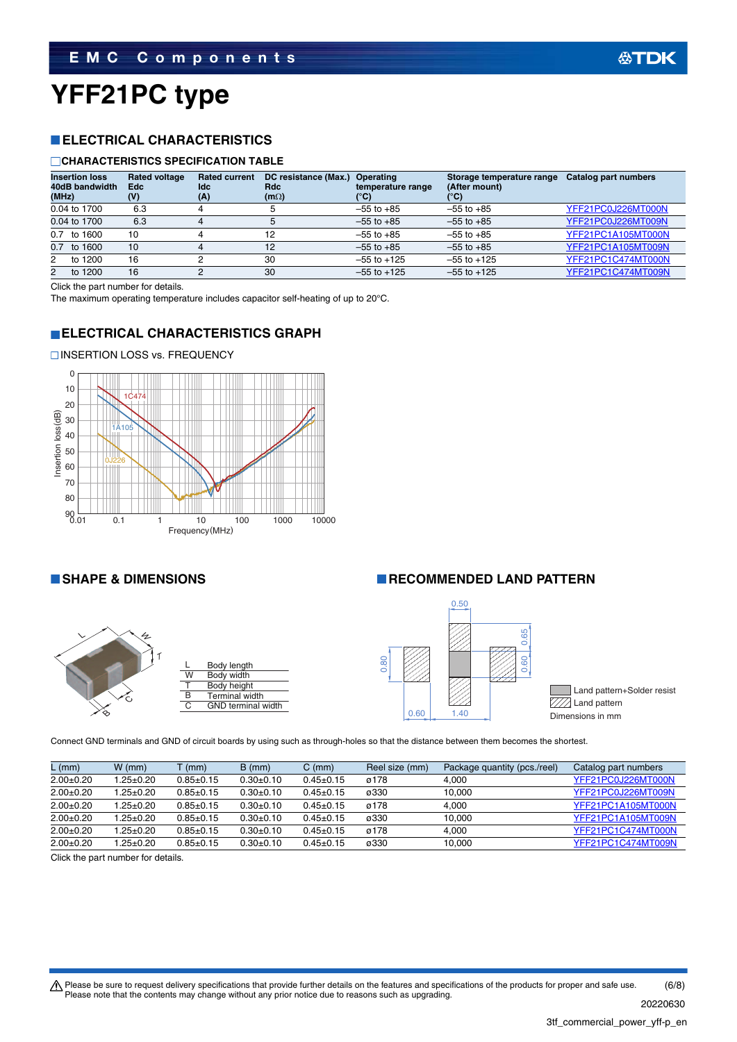# YFF21PC type

## ELECTRICAL CHARACTERISTICS

### CHARACTERISTICS SPECIFICATION TABLE

| Insertion loss 40dB bandwidth (MHz) | Rated voltage Edc (V) | Rated current Idc (A) | DC resistance (Max.) Rdc (mΩ) | Operating temperature range (°C) | Storage temperature range (After mount) (°C) | Catalog part numbers |
|---|---|---|---|---|---|---|
| 0.04 to 1700 | 6.3 | 4 | 5 | –55 to +85 | –55 to +85 | YFF21PC0J226MT000N |
| 0.04 to 1700 | 6.3 | 4 | 5 | –55 to +85 | –55 to +85 | YFF21PC0J226MT009N |
| 0.7 to 1600 | 10 | 4 | 12 | –55 to +85 | –55 to +85 | YFF21PC1A105MT000N |
| 0.7 to 1600 | 10 | 4 | 12 | –55 to +85 | –55 to +85 | YFF21PC1A105MT009N |
| 2 to 1200 | 16 | 2 | 30 | –55 to +125 | –55 to +125 | YFF21PC1C474MT000N |
| 2 to 1200 | 16 | 2 | 30 | –55 to +125 | –55 to +125 | YFF21PC1C474MT009N |

Click the part number for details.
The maximum operating temperature includes capacitor self-heating of up to 20°C.

## ELECTRICAL CHARACTERISTICS GRAPH

### INSERTION LOSS vs. FREQUENCY

## SHAPE & DIMENSIONS

| | |
|---|---|
| L | Body length |
| W | Body width |
| T | Body height |
| B | Terminal width |
| C | GND terminal width |

## RECOMMENDED LAND PATTERN

Land pattern+Solder resist
Land pattern
Dimensions in mm

Connect GND terminals and GND of circuit boards by using such as through-holes so that the distance between them becomes the shortest.

| L (mm) | W (mm) | T (mm) | B (mm) | C (mm) | Reel size (mm) | Package quantity (pcs./reel) | Catalog part numbers |
|---|---|---|---|---|---|---|---|
| 2.00±0.20 | 1.25±0.20 | 0.85±0.15 | 0.30±0.10 | 0.45±0.15 | ø178 | 4,000 | YFF21PC0J226MT000N |
| 2.00±0.20 | 1.25±0.20 | 0.85±0.15 | 0.30±0.10 | 0.45±0.15 | ø330 | 10,000 | YFF21PC0J226MT009N |
| 2.00±0.20 | 1.25±0.20 | 0.85±0.15 | 0.30±0.10 | 0.45±0.15 | ø178 | 4,000 | YFF21PC1A105MT000N |
| 2.00±0.20 | 1.25±0.20 | 0.85±0.15 | 0.30±0.10 | 0.45±0.15 | ø330 | 10,000 | YFF21PC1A105MT009N |
| 2.00±0.20 | 1.25±0.20 | 0.85±0.15 | 0.30±0.10 | 0.45±0.15 | ø178 | 4,000 | YFF21PC1C474MT000N |
| 2.00±0.20 | 1.25±0.20 | 0.85±0.15 | 0.30±0.10 | 0.45±0.15 | ø330 | 10,000 | YFF21PC1C474MT009N |

Click the part number for details.

⚠ Please be sure to request delivery specifications that provide further details on the features and specifications of the products for proper and safe use.
Please note that the contents may change without any prior notice due to reasons such as upgrading.

20220630

3tf_commercial_power_yff-p_en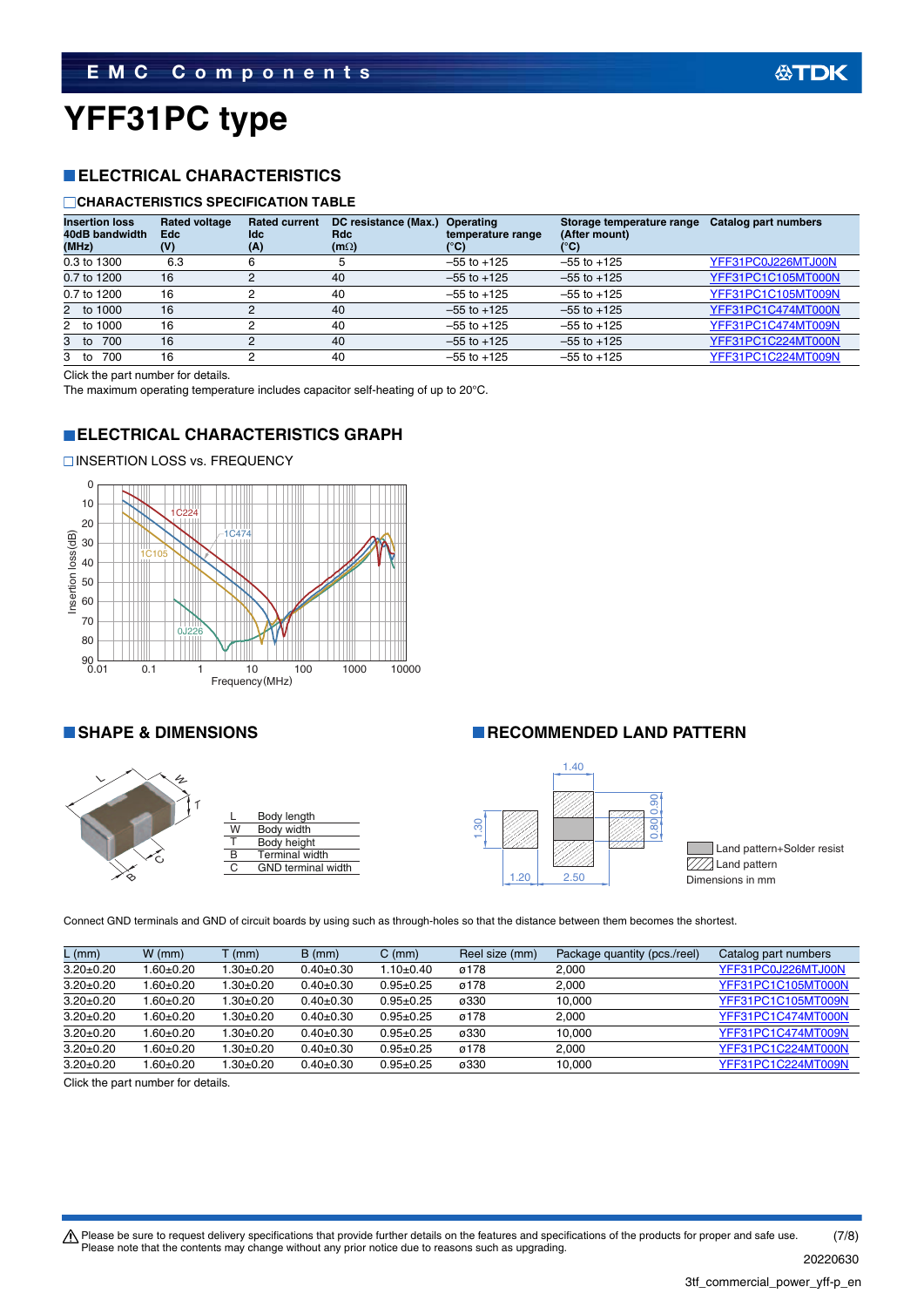# YFF31PC type

## ELECTRICAL CHARACTERISTICS

### CHARACTERISTICS SPECIFICATION TABLE

| Insertion loss 40dB bandwidth (MHz) | Rated voltage Edc (V) | Rated current Idc (A) | DC resistance (Max.) Rdc (mΩ) | Operating temperature range (°C) | Storage temperature range (After mount) (°C) | Catalog part numbers |
|---|---|---|---|---|---|---|
| 0.3 to 1300 | 6.3 | 6 | 5 | –55 to +125 | –55 to +125 | YFF31PC0J226MTJ00N |
| 0.7 to 1200 | 16 | 2 | 40 | –55 to +125 | –55 to +125 | YFF31PC1C105MT000N |
| 0.7 to 1200 | 16 | 2 | 40 | –55 to +125 | –55 to +125 | YFF31PC1C105MT009N |
| 2 to 1000 | 16 | 2 | 40 | –55 to +125 | –55 to +125 | YFF31PC1C474MT000N |
| 2 to 1000 | 16 | 2 | 40 | –55 to +125 | –55 to +125 | YFF31PC1C474MT009N |
| 3 to 700 | 16 | 2 | 40 | –55 to +125 | –55 to +125 | YFF31PC1C224MT000N |
| 3 to 700 | 16 | 2 | 40 | –55 to +125 | –55 to +125 | YFF31PC1C224MT009N |

Click the part number for details.

The maximum operating temperature includes capacitor self-heating of up to 20°C.

## ELECTRICAL CHARACTERISTICS GRAPH

### INSERTION LOSS vs. FREQUENCY

## SHAPE & DIMENSIONS

| | |
|---|---|
| L | Body length |
| W | Body width |
| T | Body height |
| B | Terminal width |
| C | GND terminal width |

## RECOMMENDED LAND PATTERN

Land pattern+Solder resist

Land pattern

Dimensions in mm

Connect GND terminals and GND of circuit boards by using such as through-holes so that the distance between them becomes the shortest.

| L (mm) | W (mm) | T (mm) | B (mm) | C (mm) | Reel size (mm) | Package quantity (pcs./reel) | Catalog part numbers |
|---|---|---|---|---|---|---|---|
| 3.20±0.20 | 1.60±0.20 | 1.30±0.20 | 0.40±0.30 | 1.10±0.40 | ø178 | 2,000 | YFF31PC0J226MTJ00N |
| 3.20±0.20 | 1.60±0.20 | 1.30±0.20 | 0.40±0.30 | 0.95±0.25 | ø178 | 2,000 | YFF31PC1C105MT000N |
| 3.20±0.20 | 1.60±0.20 | 1.30±0.20 | 0.40±0.30 | 0.95±0.25 | ø330 | 10,000 | YFF31PC1C105MT009N |
| 3.20±0.20 | 1.60±0.20 | 1.30±0.20 | 0.40±0.30 | 0.95±0.25 | ø178 | 2,000 | YFF31PC1C474MT000N |
| 3.20±0.20 | 1.60±0.20 | 1.30±0.20 | 0.40±0.30 | 0.95±0.25 | ø330 | 10,000 | YFF31PC1C474MT009N |
| 3.20±0.20 | 1.60±0.20 | 1.30±0.20 | 0.40±0.30 | 0.95±0.25 | ø178 | 2,000 | YFF31PC1C224MT000N |
| 3.20±0.20 | 1.60±0.20 | 1.30±0.20 | 0.40±0.30 | 0.95±0.25 | ø330 | 10,000 | YFF31PC1C224MT009N |

Click the part number for details.

⚠ Please be sure to request delivery specifications that provide further details on the features and specifications of the products for proper and safe use.
Please note that the contents may change without any prior notice due to reasons such as upgrading.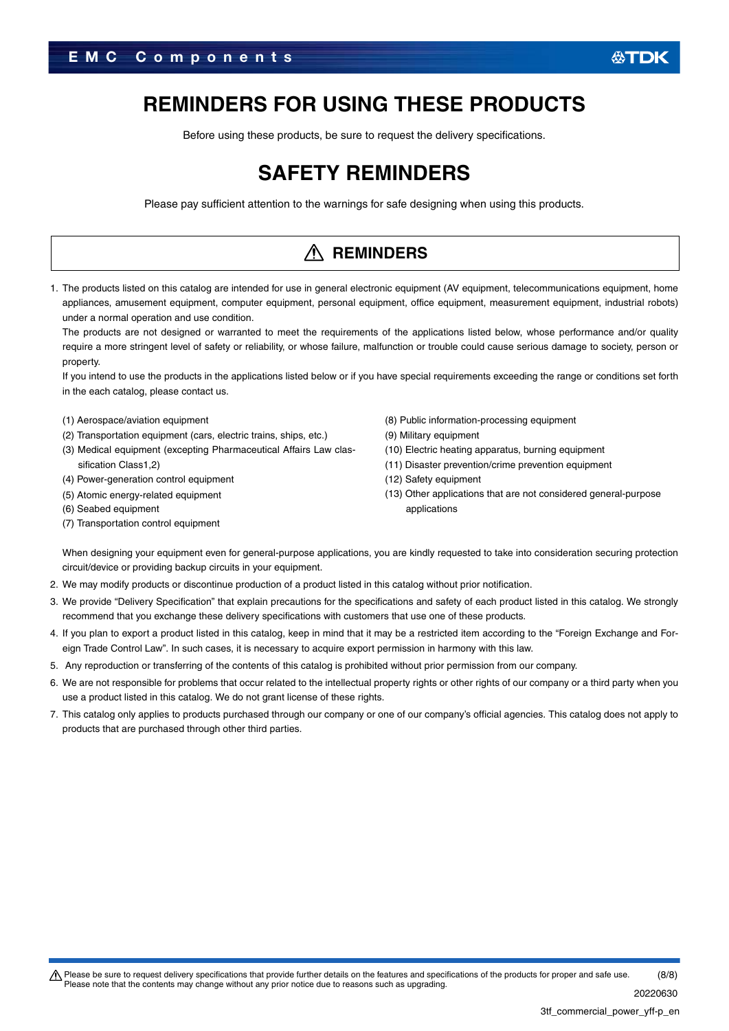# REMINDERS FOR USING THESE PRODUCTS

Before using these products, be sure to request the delivery specifications.

# SAFETY REMINDERS

Please pay sufficient attention to the warnings for safe designing when using this products.

## ⚠ REMINDERS

1. The products listed on this catalog are intended for use in general electronic equipment (AV equipment, telecommunications equipment, home appliances, amusement equipment, computer equipment, personal equipment, office equipment, measurement equipment, industrial robots) under a normal operation and use condition.

   The products are not designed or warranted to meet the requirements of the applications listed below, whose performance and/or quality require a more stringent level of safety or reliability, or whose failure, malfunction or trouble could cause serious damage to society, person or property.

   If you intend to use the products in the applications listed below or if you have special requirements exceeding the range or conditions set forth in the each catalog, please contact us.

   (1) Aerospace/aviation equipment
   (2) Transportation equipment (cars, electric trains, ships, etc.)
   (3) Medical equipment (excepting Pharmaceutical Affairs Law classification Class1,2)
   (4) Power-generation control equipment
   (5) Atomic energy-related equipment
   (6) Seabed equipment
   (7) Transportation control equipment
   (8) Public information-processing equipment
   (9) Military equipment
   (10) Electric heating apparatus, burning equipment
   (11) Disaster prevention/crime prevention equipment
   (12) Safety equipment
   (13) Other applications that are not considered general-purpose applications

   When designing your equipment even for general-purpose applications, you are kindly requested to take into consideration securing protection circuit/device or providing backup circuits in your equipment.

2. We may modify products or discontinue production of a product listed in this catalog without prior notification.
3. We provide "Delivery Specification" that explain precautions for the specifications and safety of each product listed in this catalog. We strongly recommend that you exchange these delivery specifications with customers that use one of these products.
4. If you plan to export a product listed in this catalog, keep in mind that it may be a restricted item according to the "Foreign Exchange and Foreign Trade Control Law". In such cases, it is necessary to acquire export permission in harmony with this law.
5. Any reproduction or transferring of the contents of this catalog is prohibited without prior permission from our company.
6. We are not responsible for problems that occur related to the intellectual property rights or other rights of our company or a third party when you use a product listed in this catalog. We do not grant license of these rights.
7. This catalog only applies to products purchased through our company or one of our company's official agencies. This catalog does not apply to products that are purchased through other third parties.